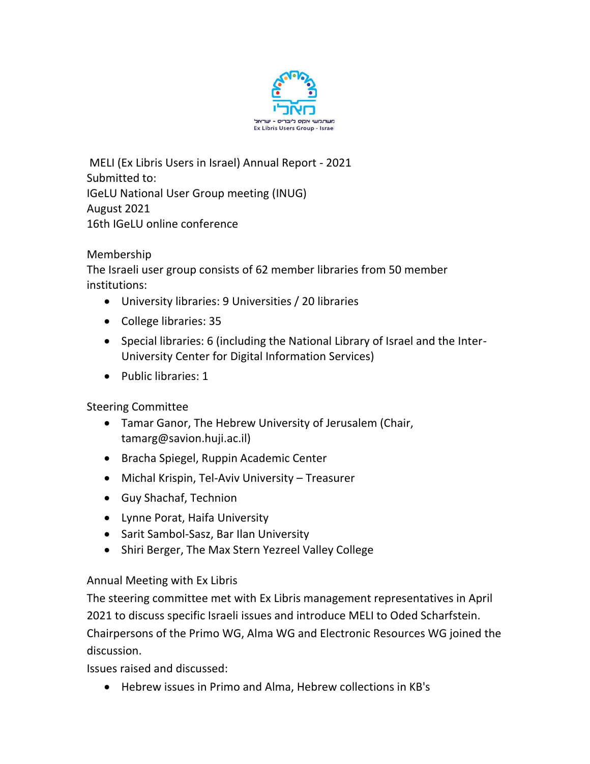MELI (Ex Libris Users in Israel) Annual Report - 2021
Submitted to:
IGeLU National User Group meeting (INUG)
August 2021
16th IGeLU online conference

## Membership

The Israeli user group consists of 62 member libraries from 50 member institutions:

- University libraries: 9 Universities / 20 libraries
- College libraries: 35
- Special libraries: 6 (including the National Library of Israel and the Inter-University Center for Digital Information Services)
- Public libraries: 1

## Steering Committee

- Tamar Ganor, The Hebrew University of Jerusalem (Chair, tamarg@savion.huji.ac.il)
- Bracha Spiegel, Ruppin Academic Center
- Michal Krispin, Tel-Aviv University – Treasurer
- Guy Shachaf, Technion
- Lynne Porat, Haifa University
- Sarit Sambol-Sasz, Bar Ilan University
- Shiri Berger, The Max Stern Yezreel Valley College

## Annual Meeting with Ex Libris

The steering committee met with Ex Libris management representatives in April 2021 to discuss specific Israeli issues and introduce MELI to Oded Scharfstein. Chairpersons of the Primo WG, Alma WG and Electronic Resources WG joined the discussion.

Issues raised and discussed:

- Hebrew issues in Primo and Alma, Hebrew collections in KB's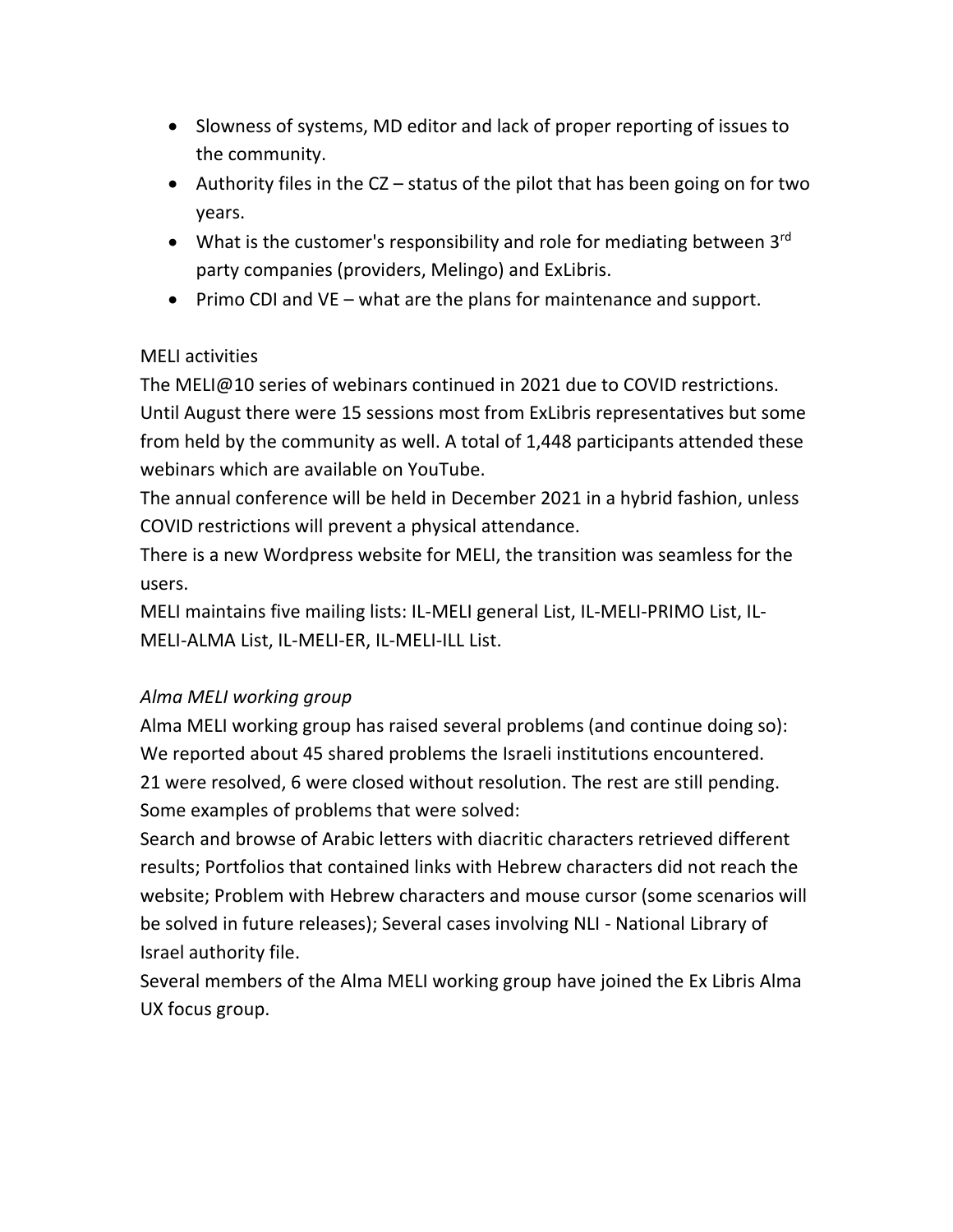- Slowness of systems, MD editor and lack of proper reporting of issues to the community.
- Authority files in the CZ – status of the pilot that has been going on for two years.
- What is the customer's responsibility and role for mediating between 3rd party companies (providers, Melingo) and ExLibris.
- Primo CDI and VE – what are the plans for maintenance and support.

MELI activities

The MELI@10 series of webinars continued in 2021 due to COVID restrictions. Until August there were 15 sessions most from ExLibris representatives but some from held by the community as well. A total of 1,448 participants attended these webinars which are available on YouTube.

The annual conference will be held in December 2021 in a hybrid fashion, unless COVID restrictions will prevent a physical attendance.

There is a new Wordpress website for MELI, the transition was seamless for the users.

MELI maintains five mailing lists: IL-MELI general List, IL-MELI-PRIMO List, IL-MELI-ALMA List, IL-MELI-ER, IL-MELI-ILL List.

*Alma MELI working group*

Alma MELI working group has raised several problems (and continue doing so): We reported about 45 shared problems the Israeli institutions encountered. 21 were resolved, 6 were closed without resolution. The rest are still pending. Some examples of problems that were solved:

Search and browse of Arabic letters with diacritic characters retrieved different results; Portfolios that contained links with Hebrew characters did not reach the website; Problem with Hebrew characters and mouse cursor (some scenarios will be solved in future releases); Several cases involving NLI - National Library of Israel authority file.

Several members of the Alma MELI working group have joined the Ex Libris Alma UX focus group.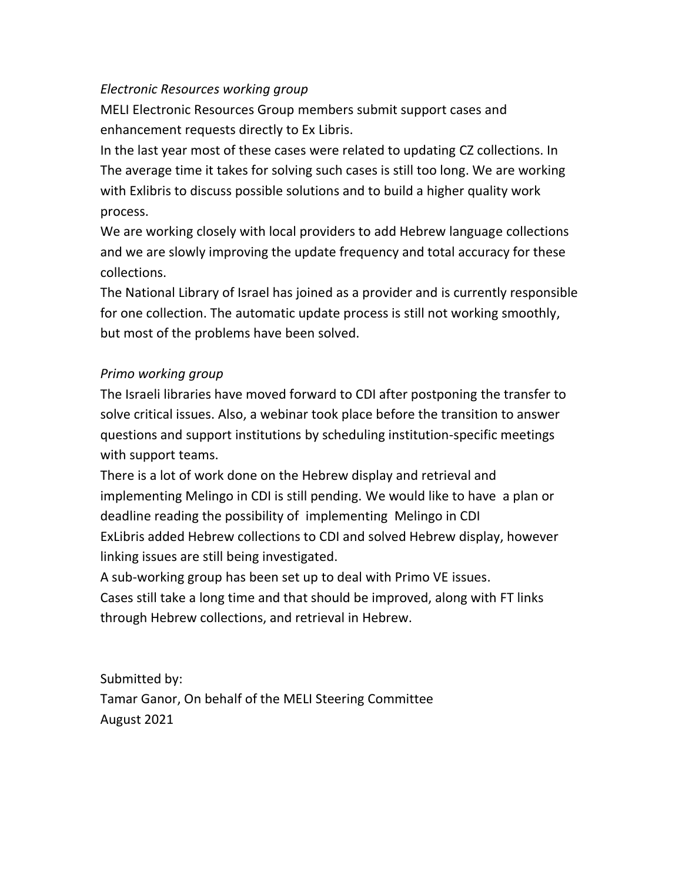*Electronic Resources working group*

MELI Electronic Resources Group members submit support cases and enhancement requests directly to Ex Libris.

In the last year most of these cases were related to updating CZ collections. In The average time it takes for solving such cases is still too long. We are working with Exlibris to discuss possible solutions and to build a higher quality work process.

We are working closely with local providers to add Hebrew language collections and we are slowly improving the update frequency and total accuracy for these collections.

The National Library of Israel has joined as a provider and is currently responsible for one collection. The automatic update process is still not working smoothly, but most of the problems have been solved.

*Primo working group*

The Israeli libraries have moved forward to CDI after postponing the transfer to solve critical issues. Also, a webinar took place before the transition to answer questions and support institutions by scheduling institution-specific meetings with support teams.

There is a lot of work done on the Hebrew display and retrieval and implementing Melingo in CDI is still pending. We would like to have a plan or deadline reading the possibility of implementing Melingo in CDI

ExLibris added Hebrew collections to CDI and solved Hebrew display, however linking issues are still being investigated.

A sub-working group has been set up to deal with Primo VE issues.

Cases still take a long time and that should be improved, along with FT links through Hebrew collections, and retrieval in Hebrew.

Submitted by:
Tamar Ganor, On behalf of the MELI Steering Committee
August 2021